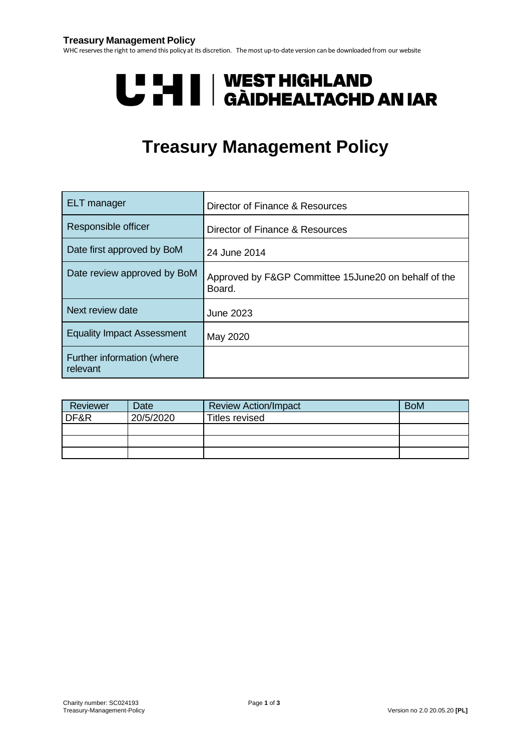UHI | WEST HIGHLAND
GÀIDHEALTACHD AN IAR

# Treasury Management Policy

| | |
|---|---|
| ELT manager | Director of Finance & Resources |
| Responsible officer | Director of Finance & Resources |
| Date first approved by BoM | 24 June 2014 |
| Date review approved by BoM | Approved by F&GP Committee 15June20 on behalf of the Board. |
| Next review date | June 2023 |
| Equality Impact Assessment | May 2020 |
| Further information (where relevant | |

| Reviewer | Date | Review Action/Impact | BoM |
|---|---|---|---|
| DF&R | 20/5/2020 | Titles revised | |
| | | | |
| | | | |
| | | | |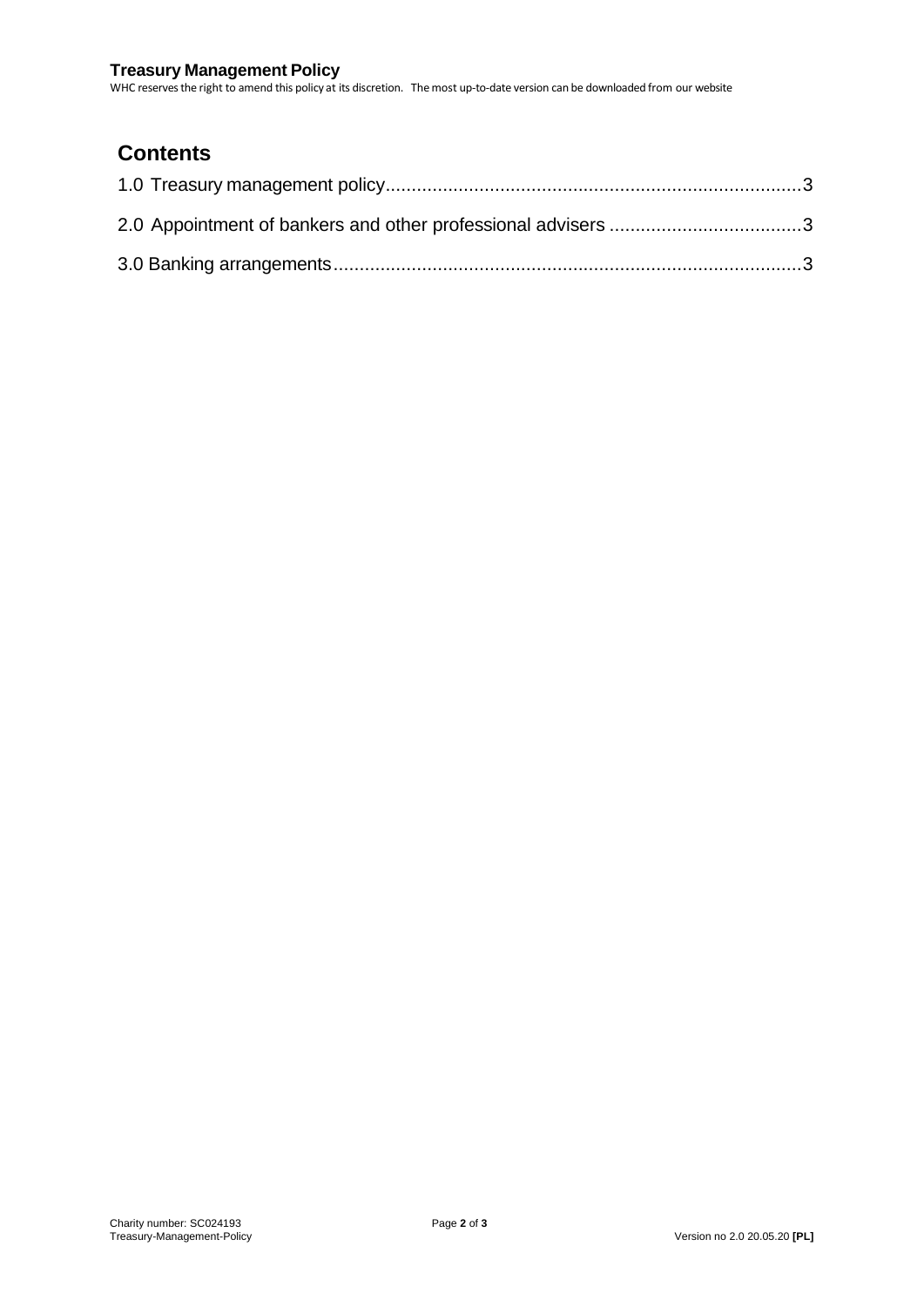## Contents

1.0 Treasury management policy ..... 3

2.0 Appointment of bankers and other professional advisers ..... 3

3.0 Banking arrangements ..... 3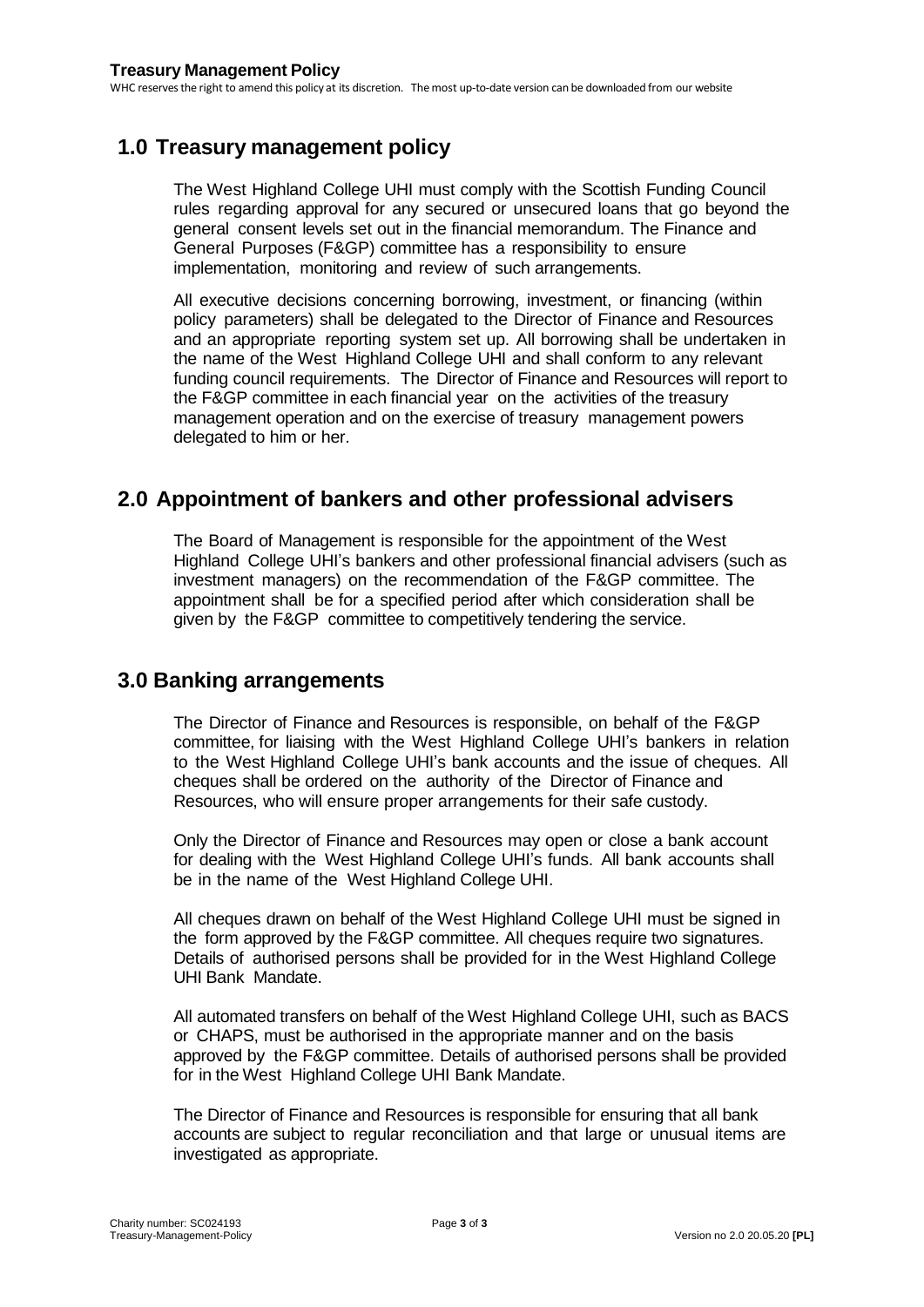## 1.0 Treasury management policy

The West Highland College UHI must comply with the Scottish Funding Council rules regarding approval for any secured or unsecured loans that go beyond the general consent levels set out in the financial memorandum. The Finance and General Purposes (F&GP) committee has a responsibility to ensure implementation, monitoring and review of such arrangements.

All executive decisions concerning borrowing, investment, or financing (within policy parameters) shall be delegated to the Director of Finance and Resources and an appropriate reporting system set up. All borrowing shall be undertaken in the name of the West Highland College UHI and shall conform to any relevant funding council requirements. The Director of Finance and Resources will report to the F&GP committee in each financial year on the activities of the treasury management operation and on the exercise of treasury management powers delegated to him or her.

## 2.0 Appointment of bankers and other professional advisers

The Board of Management is responsible for the appointment of the West Highland College UHI's bankers and other professional financial advisers (such as investment managers) on the recommendation of the F&GP committee. The appointment shall be for a specified period after which consideration shall be given by the F&GP committee to competitively tendering the service.

## 3.0 Banking arrangements

The Director of Finance and Resources is responsible, on behalf of the F&GP committee, for liaising with the West Highland College UHI's bankers in relation to the West Highland College UHI's bank accounts and the issue of cheques. All cheques shall be ordered on the authority of the Director of Finance and Resources, who will ensure proper arrangements for their safe custody.

Only the Director of Finance and Resources may open or close a bank account for dealing with the West Highland College UHI's funds. All bank accounts shall be in the name of the West Highland College UHI.

All cheques drawn on behalf of the West Highland College UHI must be signed in the form approved by the F&GP committee. All cheques require two signatures. Details of authorised persons shall be provided for in the West Highland College UHI Bank Mandate.

All automated transfers on behalf of the West Highland College UHI, such as BACS or CHAPS, must be authorised in the appropriate manner and on the basis approved by the F&GP committee. Details of authorised persons shall be provided for in the West Highland College UHI Bank Mandate.

The Director of Finance and Resources is responsible for ensuring that all bank accounts are subject to regular reconciliation and that large or unusual items are investigated as appropriate.